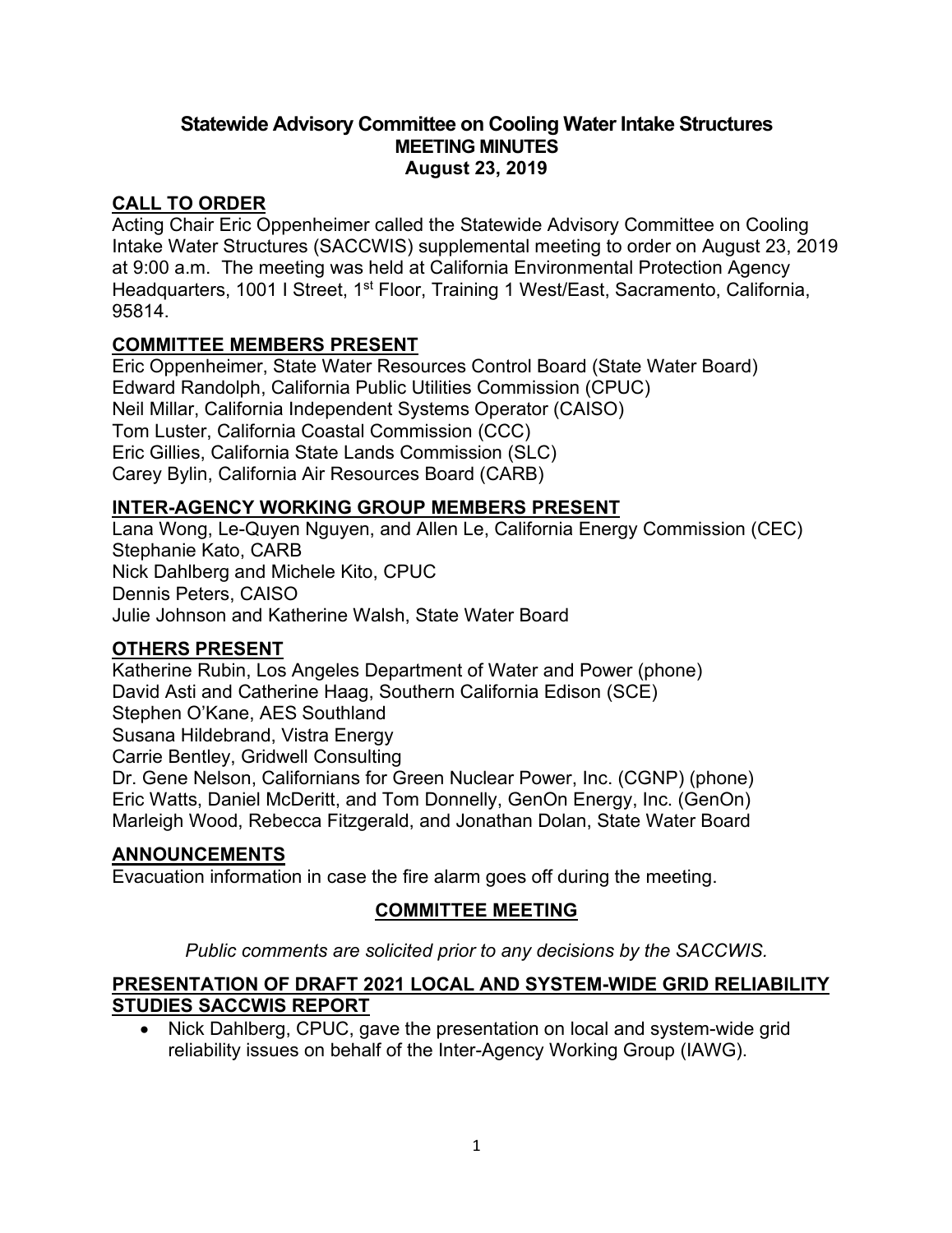# Statewide Advisory Committee on Cooling Water Intake Structures

## MEETING MINUTES

## August 23, 2019

### CALL TO ORDER

Acting Chair Eric Oppenheimer called the Statewide Advisory Committee on Cooling Intake Water Structures (SACCWIS) supplemental meeting to order on August 23, 2019 at 9:00 a.m. The meeting was held at California Environmental Protection Agency Headquarters, 1001 I Street, 1st Floor, Training 1 West/East, Sacramento, California, 95814.

### COMMITTEE MEMBERS PRESENT

Eric Oppenheimer, State Water Resources Control Board (State Water Board)
Edward Randolph, California Public Utilities Commission (CPUC)
Neil Millar, California Independent Systems Operator (CAISO)
Tom Luster, California Coastal Commission (CCC)
Eric Gillies, California State Lands Commission (SLC)
Carey Bylin, California Air Resources Board (CARB)

### INTER-AGENCY WORKING GROUP MEMBERS PRESENT

Lana Wong, Le-Quyen Nguyen, and Allen Le, California Energy Commission (CEC)
Stephanie Kato, CARB
Nick Dahlberg and Michele Kito, CPUC
Dennis Peters, CAISO
Julie Johnson and Katherine Walsh, State Water Board

### OTHERS PRESENT

Katherine Rubin, Los Angeles Department of Water and Power (phone)
David Asti and Catherine Haag, Southern California Edison (SCE)
Stephen O'Kane, AES Southland
Susana Hildebrand, Vistra Energy
Carrie Bentley, Gridwell Consulting
Dr. Gene Nelson, Californians for Green Nuclear Power, Inc. (CGNP) (phone)
Eric Watts, Daniel McDeritt, and Tom Donnelly, GenOn Energy, Inc. (GenOn)
Marleigh Wood, Rebecca Fitzgerald, and Jonathan Dolan, State Water Board

### ANNOUNCEMENTS

Evacuation information in case the fire alarm goes off during the meeting.

## COMMITTEE MEETING

*Public comments are solicited prior to any decisions by the SACCWIS.*

### PRESENTATION OF DRAFT 2021 LOCAL AND SYSTEM-WIDE GRID RELIABILITY STUDIES SACCWIS REPORT

- Nick Dahlberg, CPUC, gave the presentation on local and system-wide grid reliability issues on behalf of the Inter-Agency Working Group (IAWG).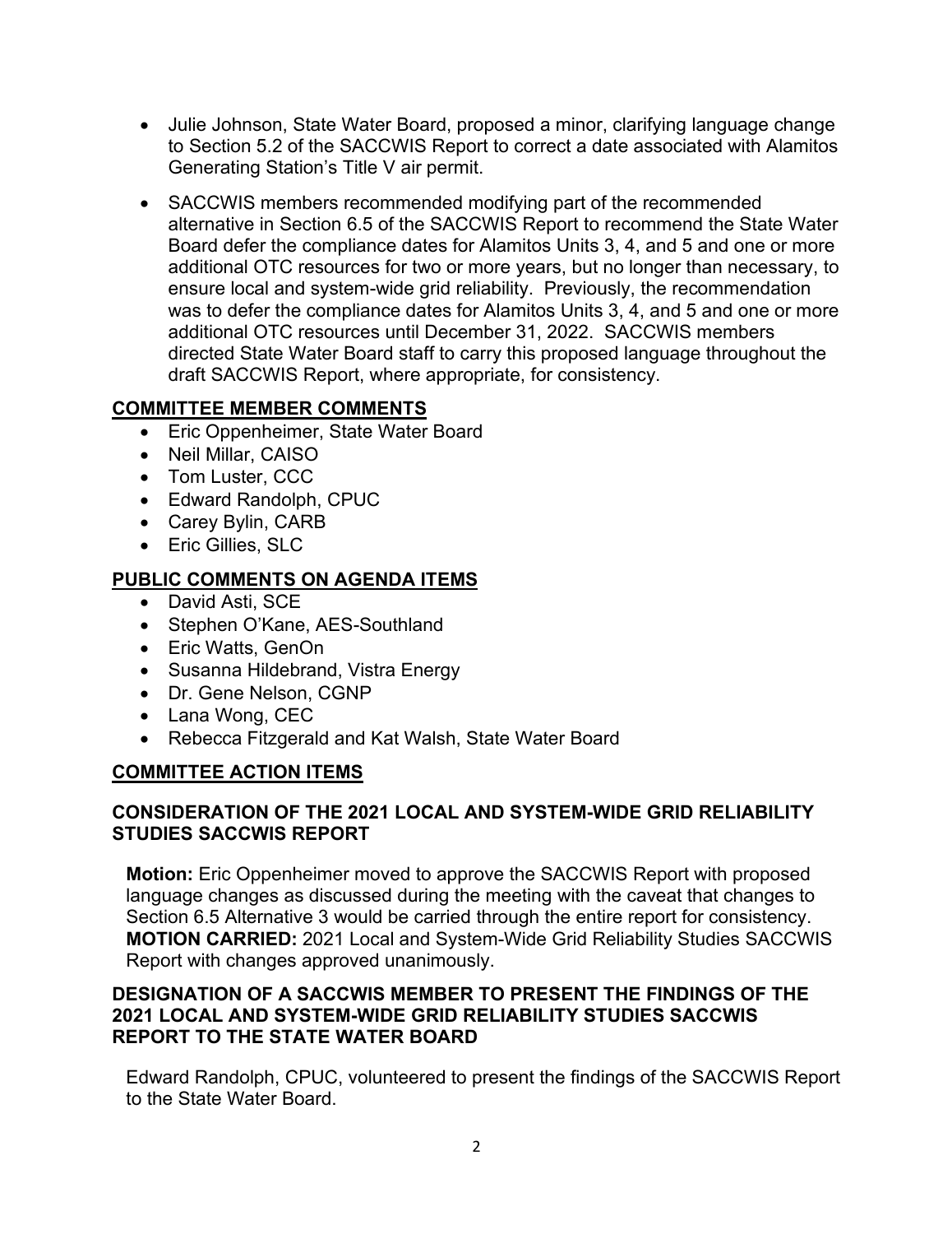- Julie Johnson, State Water Board, proposed a minor, clarifying language change to Section 5.2 of the SACCWIS Report to correct a date associated with Alamitos Generating Station's Title V air permit.
- SACCWIS members recommended modifying part of the recommended alternative in Section 6.5 of the SACCWIS Report to recommend the State Water Board defer the compliance dates for Alamitos Units 3, 4, and 5 and one or more additional OTC resources for two or more years, but no longer than necessary, to ensure local and system-wide grid reliability. Previously, the recommendation was to defer the compliance dates for Alamitos Units 3, 4, and 5 and one or more additional OTC resources until December 31, 2022. SACCWIS members directed State Water Board staff to carry this proposed language throughout the draft SACCWIS Report, where appropriate, for consistency.

## COMMITTEE MEMBER COMMENTS

- Eric Oppenheimer, State Water Board
- Neil Millar, CAISO
- Tom Luster, CCC
- Edward Randolph, CPUC
- Carey Bylin, CARB
- Eric Gillies, SLC

## PUBLIC COMMENTS ON AGENDA ITEMS

- David Asti, SCE
- Stephen O'Kane, AES-Southland
- Eric Watts, GenOn
- Susanna Hildebrand, Vistra Energy
- Dr. Gene Nelson, CGNP
- Lana Wong, CEC
- Rebecca Fitzgerald and Kat Walsh, State Water Board

## COMMITTEE ACTION ITEMS

### CONSIDERATION OF THE 2021 LOCAL AND SYSTEM-WIDE GRID RELIABILITY STUDIES SACCWIS REPORT

**Motion:** Eric Oppenheimer moved to approve the SACCWIS Report with proposed language changes as discussed during the meeting with the caveat that changes to Section 6.5 Alternative 3 would be carried through the entire report for consistency. **MOTION CARRIED:** 2021 Local and System-Wide Grid Reliability Studies SACCWIS Report with changes approved unanimously.

### DESIGNATION OF A SACCWIS MEMBER TO PRESENT THE FINDINGS OF THE 2021 LOCAL AND SYSTEM-WIDE GRID RELIABILITY STUDIES SACCWIS REPORT TO THE STATE WATER BOARD

Edward Randolph, CPUC, volunteered to present the findings of the SACCWIS Report to the State Water Board.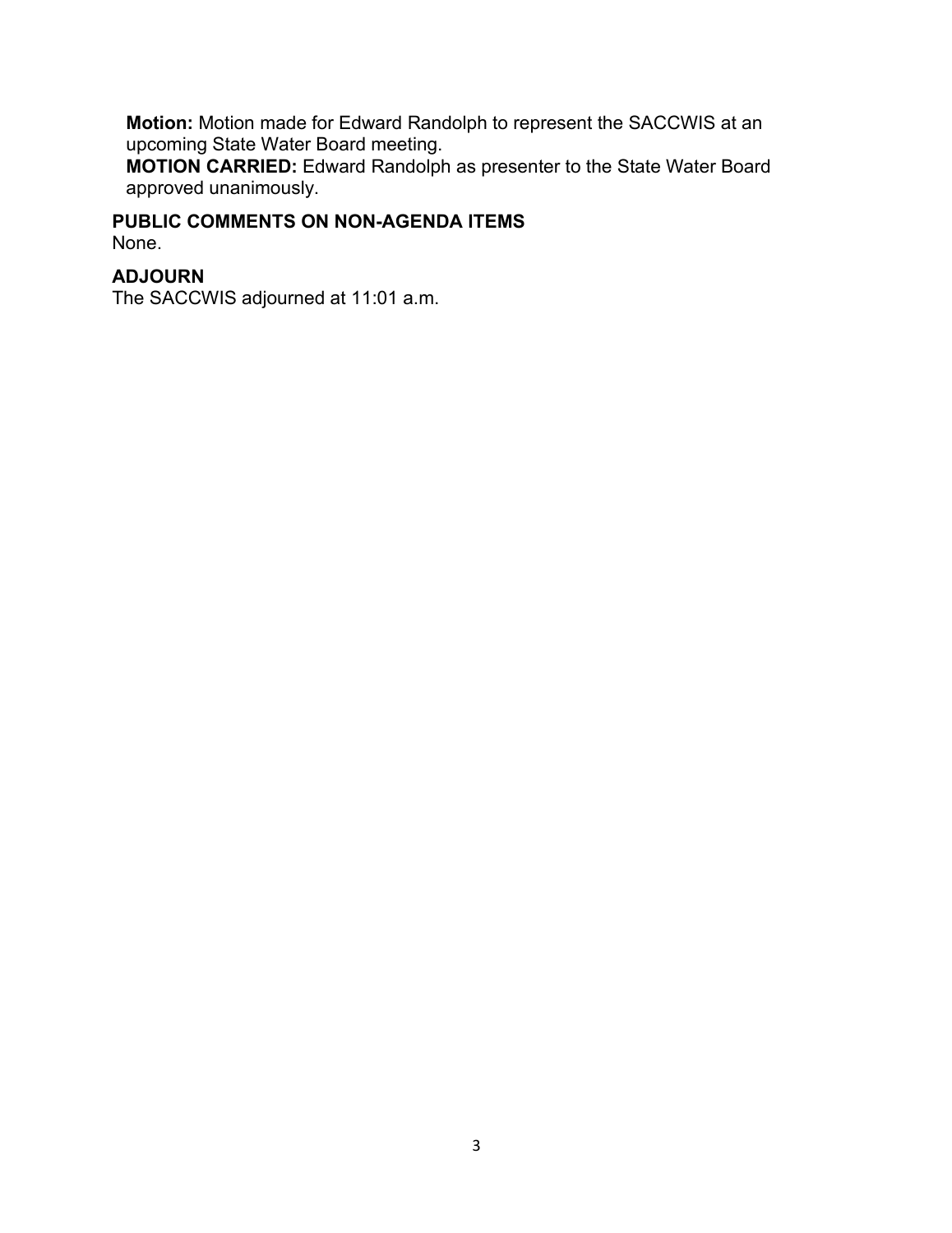**Motion:** Motion made for Edward Randolph to represent the SACCWIS at an upcoming State Water Board meeting.
**MOTION CARRIED:** Edward Randolph as presenter to the State Water Board approved unanimously.

**PUBLIC COMMENTS ON NON-AGENDA ITEMS**
None.

**ADJOURN**
The SACCWIS adjourned at 11:01 a.m.